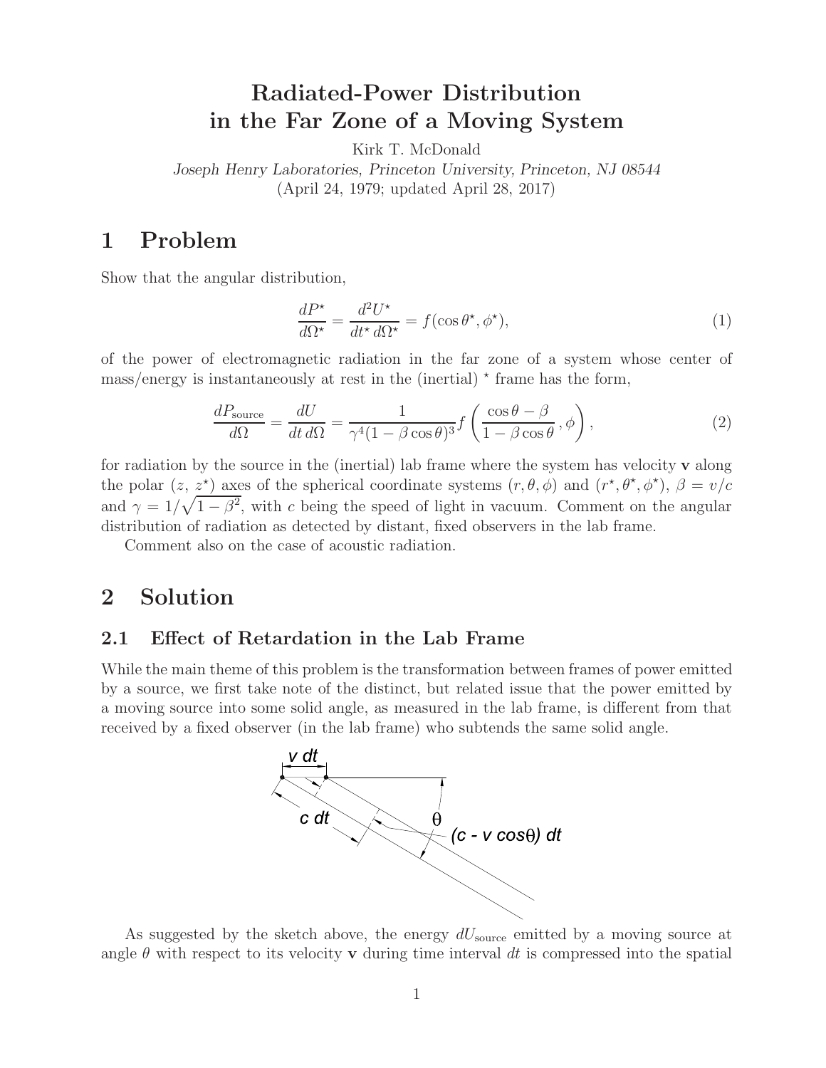# Radiated-Power Distribution in the Far Zone of a Moving System

Kirk T. McDonald

*Joseph Henry Laboratories, Princeton University, Princeton, NJ 08544*

(April 24, 1979; updated April 28, 2017)

## 1 Problem

Show that the angular distribution,

$$\frac{dP^\star}{d\Omega^\star} = \frac{d^2U^\star}{dt^\star\, d\Omega^\star} = f(\cos\theta^\star, \phi^\star), \tag{1}$$

of the power of electromagnetic radiation in the far zone of a system whose center of mass/energy is instantaneously at rest in the (inertial) $\star$ frame has the form,

$$\frac{dP_{\rm source}}{d\Omega} = \frac{dU}{dt\, d\Omega} = \frac{1}{\gamma^4(1-\beta\cos\theta)^3} f\left(\frac{\cos\theta - \beta}{1-\beta\cos\theta}, \phi\right), \tag{2}$$

for radiation by the source in the (inertial) lab frame where the system has velocity $\mathbf{v}$ along the polar ($z$, $z^\star$) axes of the spherical coordinate systems $(r, \theta, \phi)$ and $(r^\star, \theta^\star, \phi^\star)$, $\beta = v/c$ and $\gamma = 1/\sqrt{1-\beta^2}$, with $c$ being the speed of light in vacuum. Comment on the angular distribution of radiation as detected by distant, fixed observers in the lab frame.

Comment also on the case of acoustic radiation.

## 2 Solution

### 2.1 Effect of Retardation in the Lab Frame

While the main theme of this problem is the transformation between frames of power emitted by a source, we first take note of the distinct, but related issue that the power emitted by a moving source into some solid angle, as measured in the lab frame, is different from that received by a fixed observer (in the lab frame) who subtends the same solid angle.

As suggested by the sketch above, the energy $dU_{\rm source}$ emitted by a moving source at angle $\theta$ with respect to its velocity $\mathbf{v}$ during time interval $dt$ is compressed into the spatial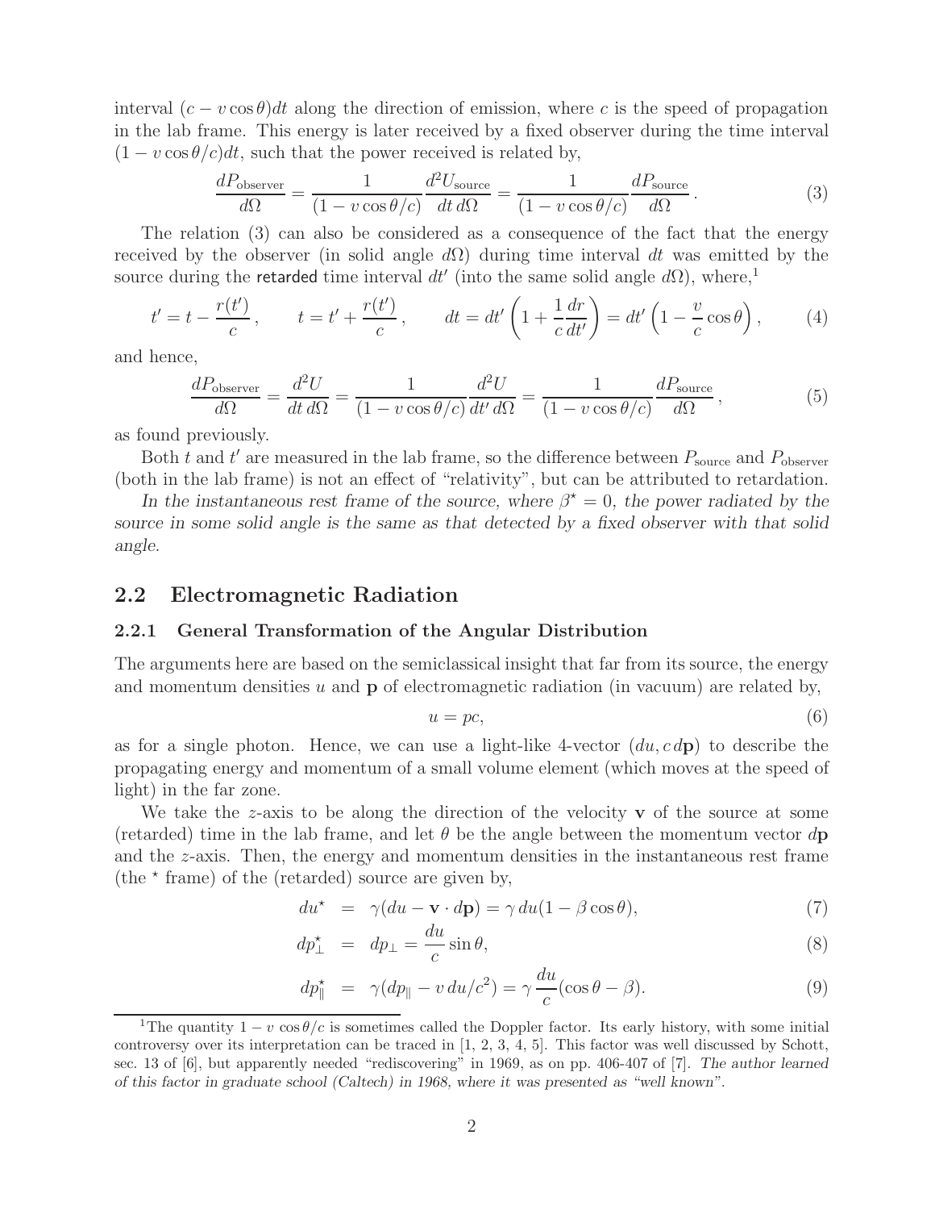interval $(c - v\cos\theta)dt$ along the direction of emission, where $c$ is the speed of propagation in the lab frame. This energy is later received by a fixed observer during the time interval $(1 - v\cos\theta/c)dt$, such that the power received is related by,

$$\frac{dP_{\rm observer}}{d\Omega} = \frac{1}{(1 - v\cos\theta/c)} \frac{d^2U_{\rm source}}{dt\, d\Omega} = \frac{1}{(1 - v\cos\theta/c)} \frac{dP_{\rm source}}{d\Omega}. \tag{3}$$

The relation (3) can also be considered as a consequence of the fact that the energy received by the observer (in solid angle $d\Omega$) during time interval $dt$ was emitted by the source during the retarded time interval $dt'$ (into the same solid angle $d\Omega$), where,[1]

$$t' = t - \frac{r(t')}{c}, \qquad t = t' + \frac{r(t')}{c}, \qquad dt = dt'\left(1 + \frac{1}{c}\frac{dr}{dt'}\right) = dt'\left(1 - \frac{v}{c}\cos\theta\right), \tag{4}$$

and hence,

$$\frac{dP_{\rm observer}}{d\Omega} = \frac{d^2U}{dt\, d\Omega} = \frac{1}{(1 - v\cos\theta/c)} \frac{d^2U}{dt'\, d\Omega} = \frac{1}{(1 - v\cos\theta/c)} \frac{dP_{\rm source}}{d\Omega}, \tag{5}$$

as found previously.

Both $t$ and $t'$ are measured in the lab frame, so the difference between $P_{\rm source}$ and $P_{\rm observer}$ (both in the lab frame) is not an effect of "relativity", but can be attributed to retardation.

*In the instantaneous rest frame of the source, where $\beta^\star = 0$, the power radiated by the source in some solid angle is the same as that detected by a fixed observer with that solid angle.*

## 2.2 Electromagnetic Radiation

### 2.2.1 General Transformation of the Angular Distribution

The arguments here are based on the semiclassical insight that far from its source, the energy and momentum densities $u$ and $\mathbf{p}$ of electromagnetic radiation (in vacuum) are related by,

$$u = pc, \tag{6}$$

as for a single photon. Hence, we can use a light-like 4-vector $(du, c\, d\mathbf{p})$ to describe the propagating energy and momentum of a small volume element (which moves at the speed of light) in the far zone.

We take the $z$-axis to be along the direction of the velocity $\mathbf{v}$ of the source at some (retarded) time in the lab frame, and let $\theta$ be the angle between the momentum vector $d\mathbf{p}$ and the $z$-axis. Then, the energy and momentum densities in the instantaneous rest frame (the $^\star$ frame) of the (retarded) source are given by,

$$du^\star = \gamma(du - \mathbf{v}\cdot d\mathbf{p}) = \gamma\, du(1 - \beta\cos\theta), \tag{7}$$

$$dp^\star_\perp = dp_\perp = \frac{du}{c}\sin\theta, \tag{8}$$

$$dp^\star_\parallel = \gamma(dp_\parallel - v\, du/c^2) = \gamma\frac{du}{c}(\cos\theta - \beta). \tag{9}$$

[1] The quantity $1 - v\cos\theta/c$ is sometimes called the Doppler factor. Its early history, with some initial controversy over its interpretation can be traced in [1, 2, 3, 4, 5]. This factor was well discussed by Schott, sec. 13 of [6], but apparently needed "rediscovering" in 1969, as on pp. 406-407 of [7]. *The author learned of this factor in graduate school (Caltech) in 1968, where it was presented as "well known".*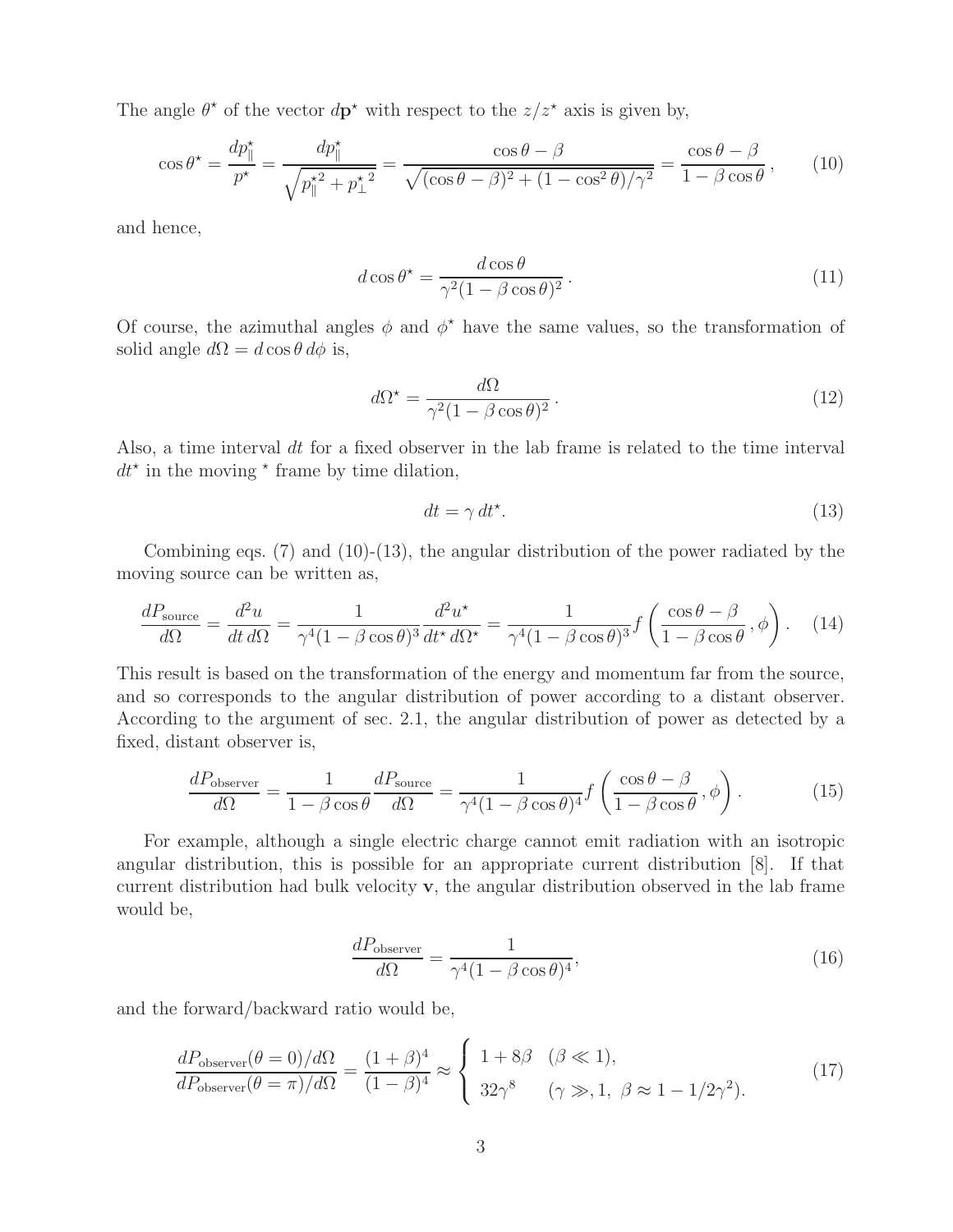The angle $\theta^\star$ of the vector $d\mathbf{p}^\star$ with respect to the $z/z^\star$ axis is given by,

$$\cos\theta^\star = \frac{dp_\parallel^\star}{p^\star} = \frac{dp_\parallel^\star}{\sqrt{p_\parallel^{\star 2} + p_\perp^{\star\, 2}}} = \frac{\cos\theta - \beta}{\sqrt{(\cos\theta - \beta)^2 + (1 - \cos^2\theta)/\gamma^2}} = \frac{\cos\theta - \beta}{1 - \beta\cos\theta}\,, \qquad (10)$$

and hence,

$$d\cos\theta^\star = \frac{d\cos\theta}{\gamma^2(1 - \beta\cos\theta)^2}\,. \qquad (11)$$

Of course, the azimuthal angles $\phi$ and $\phi^\star$ have the same values, so the transformation of solid angle $d\Omega = d\cos\theta\, d\phi$ is,

$$d\Omega^\star = \frac{d\Omega}{\gamma^2(1 - \beta\cos\theta)^2}\,. \qquad (12)$$

Also, a time interval $dt$ for a fixed observer in the lab frame is related to the time interval $dt^\star$ in the moving $^\star$ frame by time dilation,

$$dt = \gamma\, dt^\star. \qquad (13)$$

Combining eqs. (7) and (10)-(13), the angular distribution of the power radiated by the moving source can be written as,

$$\frac{dP_{\rm source}}{d\Omega} = \frac{d^2u}{dt\, d\Omega} = \frac{1}{\gamma^4(1 - \beta\cos\theta)^3}\frac{d^2u^\star}{dt^\star\, d\Omega^\star} = \frac{1}{\gamma^4(1 - \beta\cos\theta)^3} f\left(\frac{\cos\theta - \beta}{1 - \beta\cos\theta}\,, \phi\right). \qquad (14)$$

This result is based on the transformation of the energy and momentum far from the source, and so corresponds to the angular distribution of power according to a distant observer. According to the argument of sec. 2.1, the angular distribution of power as detected by a fixed, distant observer is,

$$\frac{dP_{\rm observer}}{d\Omega} = \frac{1}{1 - \beta\cos\theta}\frac{dP_{\rm source}}{d\Omega} = \frac{1}{\gamma^4(1 - \beta\cos\theta)^4} f\left(\frac{\cos\theta - \beta}{1 - \beta\cos\theta}\,, \phi\right). \qquad (15)$$

For example, although a single electric charge cannot emit radiation with an isotropic angular distribution, this is possible for an appropriate current distribution [8]. If that current distribution had bulk velocity $\mathbf{v}$, the angular distribution observed in the lab frame would be,

$$\frac{dP_{\rm observer}}{d\Omega} = \frac{1}{\gamma^4(1 - \beta\cos\theta)^4}, \qquad (16)$$

and the forward/backward ratio would be,

$$\frac{dP_{\rm observer}(\theta = 0)/d\Omega}{dP_{\rm observer}(\theta = \pi)/d\Omega} = \frac{(1 + \beta)^4}{(1 - \beta)^4} \approx \begin{cases} 1 + 8\beta & (\beta \ll 1), \\ 32\gamma^8 & (\gamma \gg, 1,\ \beta \approx 1 - 1/2\gamma^2). \end{cases} \qquad (17)$$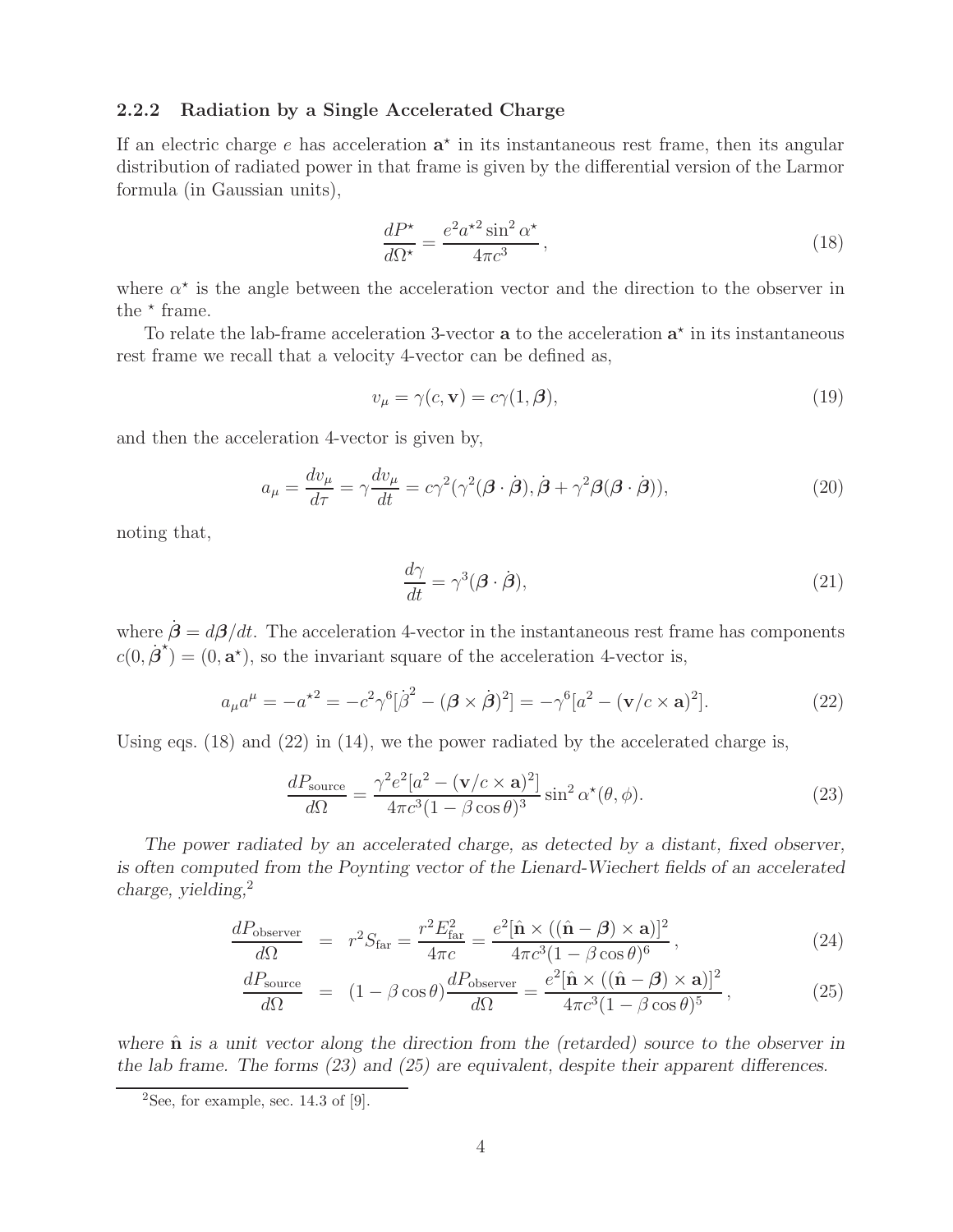### 2.2.2 Radiation by a Single Accelerated Charge

If an electric charge $e$ has acceleration $\mathbf{a}^\star$ in its instantaneous rest frame, then its angular distribution of radiated power in that frame is given by the differential version of the Larmor formula (in Gaussian units),

$$\frac{dP^\star}{d\Omega^\star} = \frac{e^2 a^{\star 2} \sin^2 \alpha^\star}{4\pi c^3}, \tag{18}$$

where $\alpha^\star$ is the angle between the acceleration vector and the direction to the observer in the $^\star$ frame.

To relate the lab-frame acceleration 3-vector $\mathbf{a}$ to the acceleration $\mathbf{a}^\star$ in its instantaneous rest frame we recall that a velocity 4-vector can be defined as,

$$v_\mu = \gamma(c, \mathbf{v}) = c\gamma(1, \boldsymbol{\beta}), \tag{19}$$

and then the acceleration 4-vector is given by,

$$a_\mu = \frac{dv_\mu}{d\tau} = \gamma \frac{dv_\mu}{dt} = c\gamma^2(\gamma^2(\boldsymbol{\beta} \cdot \dot{\boldsymbol{\beta}}), \dot{\boldsymbol{\beta}} + \gamma^2 \boldsymbol{\beta}(\boldsymbol{\beta} \cdot \dot{\boldsymbol{\beta}})), \tag{20}$$

noting that,

$$\frac{d\gamma}{dt} = \gamma^3(\boldsymbol{\beta} \cdot \dot{\boldsymbol{\beta}}), \tag{21}$$

where $\dot{\boldsymbol{\beta}} = d\boldsymbol{\beta}/dt$. The acceleration 4-vector in the instantaneous rest frame has components $c(0, \dot{\boldsymbol{\beta}}^\star) = (0, \mathbf{a}^\star)$, so the invariant square of the acceleration 4-vector is,

$$a_\mu a^\mu = -a^{\star 2} = -c^2\gamma^6[\dot{\beta}^2 - (\boldsymbol{\beta} \times \dot{\boldsymbol{\beta}})^2] = -\gamma^6[a^2 - (\mathbf{v}/c \times \mathbf{a})^2]. \tag{22}$$

Using eqs. (18) and (22) in (14), we the power radiated by the accelerated charge is,

$$\frac{dP_{\rm source}}{d\Omega} = \frac{\gamma^2 e^2[a^2 - (\mathbf{v}/c \times \mathbf{a})^2]}{4\pi c^3(1 - \beta\cos\theta)^3} \sin^2 \alpha^\star(\theta, \phi). \tag{23}$$

*The power radiated by an accelerated charge, as detected by a distant, fixed observer, is often computed from the Poynting vector of the Lienard-Wiechert fields of an accelerated charge, yielding,*[2]

$$\frac{dP_{\rm observer}}{d\Omega} = r^2 S_{\rm far} = \frac{r^2 E_{\rm far}^2}{4\pi c} = \frac{e^2[\hat{\mathbf{n}} \times ((\hat{\mathbf{n}} - \boldsymbol{\beta}) \times \mathbf{a})]^2}{4\pi c^3 (1 - \beta\cos\theta)^6}, \tag{24}$$

$$\frac{dP_{\rm source}}{d\Omega} = (1 - \beta\cos\theta)\frac{dP_{\rm observer}}{d\Omega} = \frac{e^2[\hat{\mathbf{n}} \times ((\hat{\mathbf{n}} - \boldsymbol{\beta}) \times \mathbf{a})]^2}{4\pi c^3 (1 - \beta\cos\theta)^5}, \tag{25}$$

*where $\hat{\mathbf{n}}$ is a unit vector along the direction from the (retarded) source to the observer in the lab frame. The forms (23) and (25) are equivalent, despite their apparent differences.*

[2] See, for example, sec. 14.3 of [9].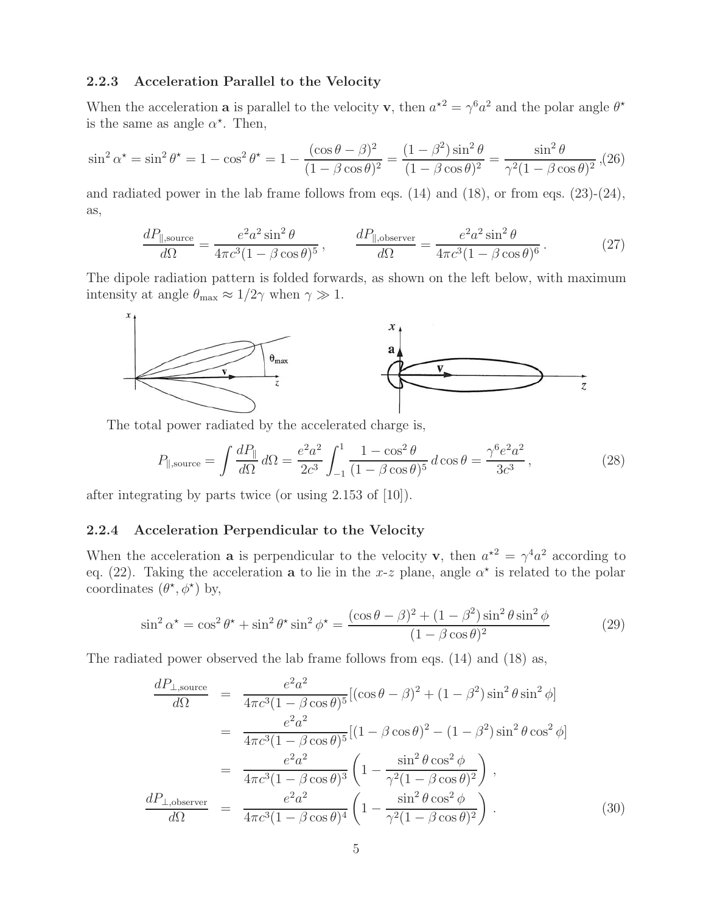### 2.2.3 Acceleration Parallel to the Velocity

When the acceleration $\mathbf{a}$ is parallel to the velocity $\mathbf{v}$, then $a^{\star 2} = \gamma^6 a^2$ and the polar angle $\theta^\star$ is the same as angle $\alpha^\star$. Then,

$$\sin^2 \alpha^\star = \sin^2 \theta^\star = 1 - \cos^2 \theta^\star = 1 - \frac{(\cos\theta - \beta)^2}{(1 - \beta\cos\theta)^2} = \frac{(1-\beta^2)\sin^2\theta}{(1-\beta\cos\theta)^2} = \frac{\sin^2\theta}{\gamma^2(1-\beta\cos\theta)^2}, \tag{26}$$

and radiated power in the lab frame follows from eqs. (14) and (18), or from eqs. (23)-(24), as,

$$\frac{dP_{\parallel,\mathrm{source}}}{d\Omega} = \frac{e^2 a^2 \sin^2\theta}{4\pi c^3 (1-\beta\cos\theta)^5}, \qquad \frac{dP_{\parallel,\mathrm{observer}}}{d\Omega} = \frac{e^2 a^2 \sin^2\theta}{4\pi c^3 (1-\beta\cos\theta)^6}. \tag{27}$$

The dipole radiation pattern is folded forwards, as shown on the left below, with maximum intensity at angle $\theta_{\max} \approx 1/2\gamma$ when $\gamma \gg 1$.

The total power radiated by the accelerated charge is,

$$P_{\parallel,\mathrm{source}} = \int \frac{dP_\parallel}{d\Omega}\, d\Omega = \frac{e^2 a^2}{2c^3} \int_{-1}^{1} \frac{1 - \cos^2\theta}{(1-\beta\cos\theta)^5}\, d\cos\theta = \frac{\gamma^6 e^2 a^2}{3c^3}, \tag{28}$$

after integrating by parts twice (or using 2.153 of [10]).

### 2.2.4 Acceleration Perpendicular to the Velocity

When the acceleration $\mathbf{a}$ is perpendicular to the velocity $\mathbf{v}$, then $a^{\star 2} = \gamma^4 a^2$ according to eq. (22). Taking the acceleration $\mathbf{a}$ to lie in the $x$-$z$ plane, angle $\alpha^\star$ is related to the polar coordinates $(\theta^\star, \phi^\star)$ by,

$$\sin^2\alpha^\star = \cos^2\theta^\star + \sin^2\theta^\star \sin^2\phi^\star = \frac{(\cos\theta - \beta)^2 + (1-\beta^2)\sin^2\theta\sin^2\phi}{(1-\beta\cos\theta)^2} \tag{29}$$

The radiated power observed the lab frame follows from eqs. (14) and (18) as,

$$\begin{aligned}
\frac{dP_{\perp,\mathrm{source}}}{d\Omega} &= \frac{e^2 a^2}{4\pi c^3 (1-\beta\cos\theta)^5}[(\cos\theta-\beta)^2 + (1-\beta^2)\sin^2\theta\sin^2\phi] \\
&= \frac{e^2 a^2}{4\pi c^3 (1-\beta\cos\theta)^5}[(1-\beta\cos\theta)^2 - (1-\beta^2)\sin^2\theta\cos^2\phi] \\
&= \frac{e^2 a^2}{4\pi c^3 (1-\beta\cos\theta)^3}\left(1 - \frac{\sin^2\theta\cos^2\phi}{\gamma^2(1-\beta\cos\theta)^2}\right), \\
\frac{dP_{\perp,\mathrm{observer}}}{d\Omega} &= \frac{e^2 a^2}{4\pi c^3 (1-\beta\cos\theta)^4}\left(1 - \frac{\sin^2\theta\cos^2\phi}{\gamma^2(1-\beta\cos\theta)^2}\right).
\end{aligned} \tag{30}$$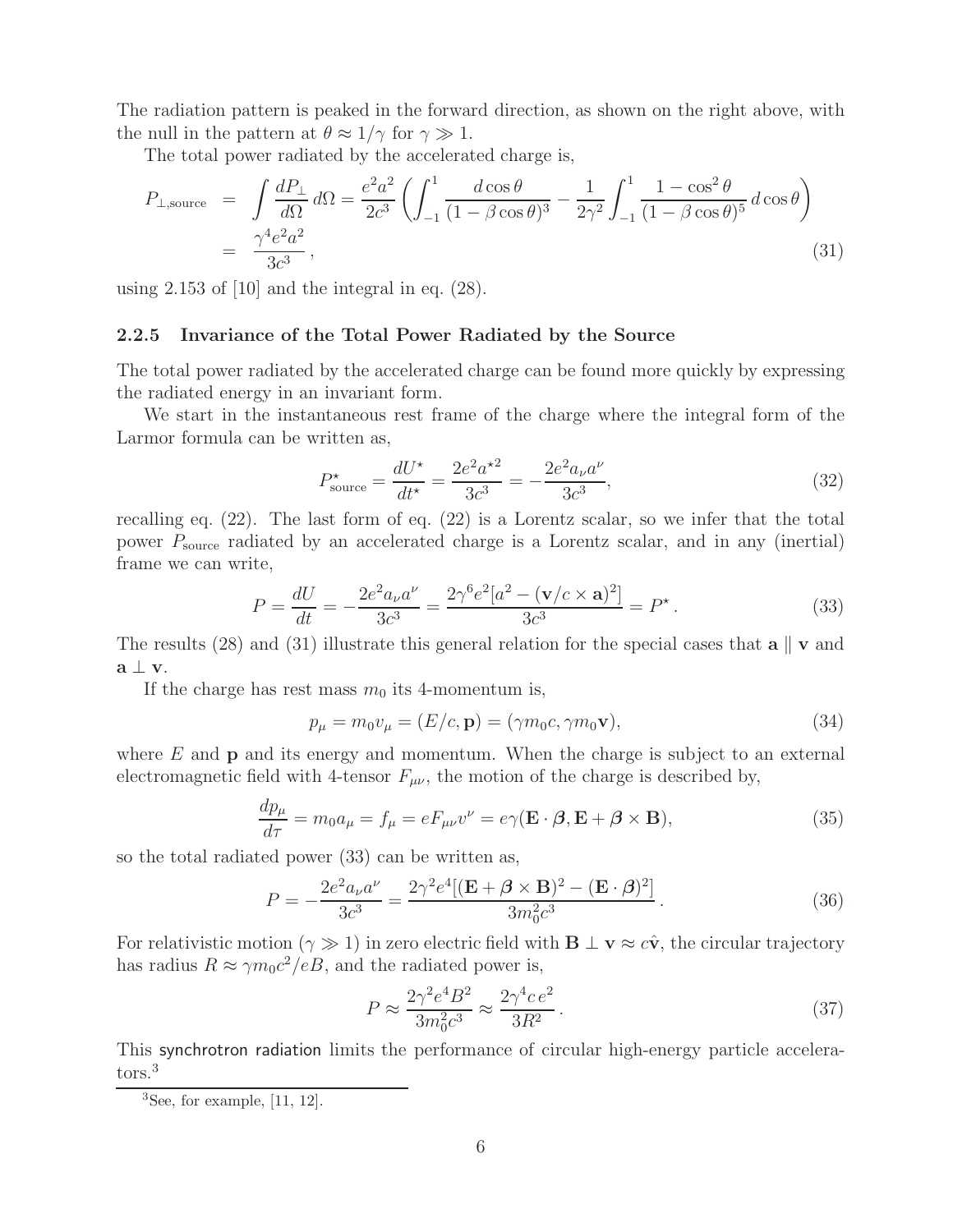The radiation pattern is peaked in the forward direction, as shown on the right above, with the null in the pattern at $\theta \approx 1/\gamma$ for $\gamma \gg 1$.

The total power radiated by the accelerated charge is,

$$
\begin{aligned}
P_{\perp,\text{source}} &= \int \frac{dP_\perp}{d\Omega}\, d\Omega = \frac{e^2 a^2}{2c^3}\left(\int_{-1}^{1} \frac{d\cos\theta}{(1-\beta\cos\theta)^3} - \frac{1}{2\gamma^2}\int_{-1}^{1} \frac{1-\cos^2\theta}{(1-\beta\cos\theta)^5}\, d\cos\theta\right) \\
&= \frac{\gamma^4 e^2 a^2}{3c^3}\,,
\end{aligned}
\tag{31}
$$

using 2.153 of [10] and the integral in eq. (28).

### 2.2.5 Invariance of the Total Power Radiated by the Source

The total power radiated by the accelerated charge can be found more quickly by expressing the radiated energy in an invariant form.

We start in the instantaneous rest frame of the charge where the integral form of the Larmor formula can be written as,

$$
P^\star_{\text{source}} = \frac{dU^\star}{dt^\star} = \frac{2e^2 a^{\star 2}}{3c^3} = -\frac{2e^2 a_\nu a^\nu}{3c^3}, \tag{32}
$$

recalling eq. (22). The last form of eq. (22) is a Lorentz scalar, so we infer that the total power $P_{\text{source}}$ radiated by an accelerated charge is a Lorentz scalar, and in any (inertial) frame we can write,

$$
P = \frac{dU}{dt} = -\frac{2e^2 a_\nu a^\nu}{3c^3} = \frac{2\gamma^6 e^2[a^2 - (\mathbf{v}/c \times \mathbf{a})^2]}{3c^3} = P^\star\,. \tag{33}
$$

The results (28) and (31) illustrate this general relation for the special cases that $\mathbf{a} \parallel \mathbf{v}$ and $\mathbf{a} \perp \mathbf{v}$.

If the charge has rest mass $m_0$ its 4-momentum is,

$$
p_\mu = m_0 v_\mu = (E/c, \mathbf{p}) = (\gamma m_0 c, \gamma m_0 \mathbf{v}), \tag{34}
$$

where $E$ and $\mathbf{p}$ and its energy and momentum. When the charge is subject to an external electromagnetic field with 4-tensor $F_{\mu\nu}$, the motion of the charge is described by,

$$
\frac{dp_\mu}{d\tau} = m_0 a_\mu = f_\mu = eF_{\mu\nu}v^\nu = e\gamma(\mathbf{E}\cdot\boldsymbol{\beta}, \mathbf{E} + \boldsymbol{\beta}\times\mathbf{B}), \tag{35}
$$

so the total radiated power (33) can be written as,

$$
P = -\frac{2e^2 a_\nu a^\nu}{3c^3} = \frac{2\gamma^2 e^4[(\mathbf{E} + \boldsymbol{\beta}\times\mathbf{B})^2 - (\mathbf{E}\cdot\boldsymbol{\beta})^2]}{3m_0^2 c^3}\,. \tag{36}
$$

For relativistic motion ($\gamma \gg 1$) in zero electric field with $\mathbf{B} \perp \mathbf{v} \approx c\hat{\mathbf{v}}$, the circular trajectory has radius $R \approx \gamma m_0 c^2/eB$, and the radiated power is,

$$
P \approx \frac{2\gamma^2 e^4 B^2}{3m_0^2 c^3} \approx \frac{2\gamma^4 c\, e^2}{3R^2}\,. \tag{37}
$$

This synchrotron radiation limits the performance of circular high-energy particle accelerators.[3]

[3] See, for example, [11, 12].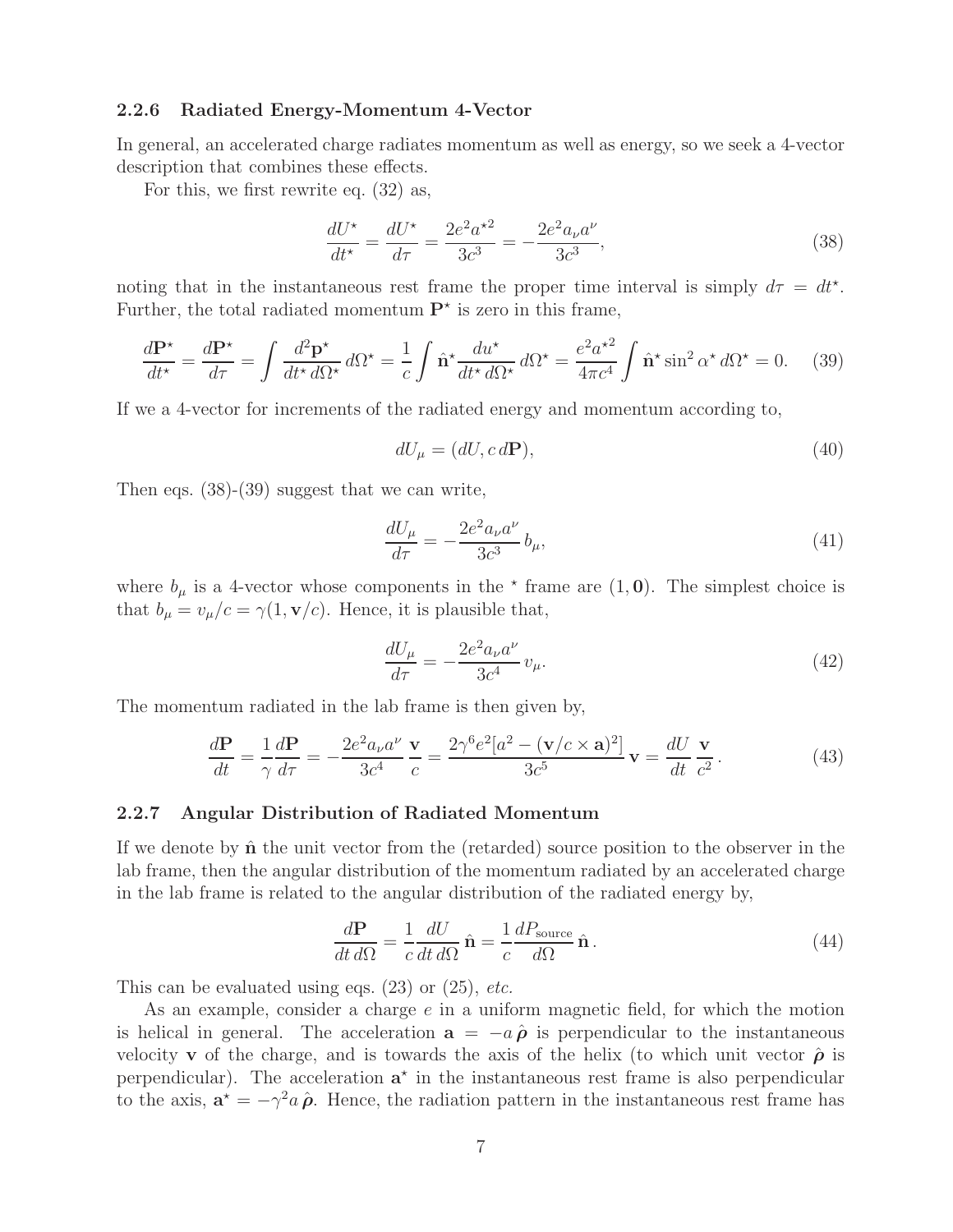### 2.2.6 Radiated Energy-Momentum 4-Vector

In general, an accelerated charge radiates momentum as well as energy, so we seek a 4-vector description that combines these effects.

For this, we first rewrite eq. (32) as,

$$\frac{dU^\star}{dt^\star} = \frac{dU^\star}{d\tau} = \frac{2e^2 a^{\star 2}}{3c^3} = -\frac{2e^2 a_\nu a^\nu}{3c^3}, \tag{38}$$

noting that in the instantaneous rest frame the proper time interval is simply $d\tau = dt^\star$. Further, the total radiated momentum $\mathbf{P}^\star$ is zero in this frame,

$$\frac{d\mathbf{P}^\star}{dt^\star} = \frac{d\mathbf{P}^\star}{d\tau} = \int \frac{d^2\mathbf{p}^\star}{dt^\star\, d\Omega^\star}\, d\Omega^\star = \frac{1}{c}\int \hat{\mathbf{n}}^\star \frac{du^\star}{dt^\star\, d\Omega^\star}\, d\Omega^\star = \frac{e^2 a^{\star 2}}{4\pi c^4}\int \hat{\mathbf{n}}^\star \sin^2\alpha^\star\, d\Omega^\star = 0. \tag{39}$$

If we a 4-vector for increments of the radiated energy and momentum according to,

$$dU_\mu = (dU, c\, d\mathbf{P}), \tag{40}$$

Then eqs. (38)-(39) suggest that we can write,

$$\frac{dU_\mu}{d\tau} = -\frac{2e^2 a_\nu a^\nu}{3c^3}\, b_\mu, \tag{41}$$

where $b_\mu$ is a 4-vector whose components in the $^\star$ frame are $(1, \mathbf{0})$. The simplest choice is that $b_\mu = v_\mu / c = \gamma(1, \mathbf{v}/c)$. Hence, it is plausible that,

$$\frac{dU_\mu}{d\tau} = -\frac{2e^2 a_\nu a^\nu}{3c^4}\, v_\mu. \tag{42}$$

The momentum radiated in the lab frame is then given by,

$$\frac{d\mathbf{P}}{dt} = \frac{1}{\gamma}\frac{d\mathbf{P}}{d\tau} = -\frac{2e^2 a_\nu a^\nu}{3c^4}\,\frac{\mathbf{v}}{c} = \frac{2\gamma^6 e^2[a^2 - (\mathbf{v}/c \times \mathbf{a})^2]}{3c^5}\,\mathbf{v} = \frac{dU}{dt}\,\frac{\mathbf{v}}{c^2}. \tag{43}$$

### 2.2.7 Angular Distribution of Radiated Momentum

If we denote by $\hat{\mathbf{n}}$ the unit vector from the (retarded) source position to the observer in the lab frame, then the angular distribution of the momentum radiated by an accelerated charge in the lab frame is related to the angular distribution of the radiated energy by,

$$\frac{d\mathbf{P}}{dt\, d\Omega} = \frac{1}{c}\frac{dU}{dt\, d\Omega}\,\hat{\mathbf{n}} = \frac{1}{c}\frac{dP_{\rm source}}{d\Omega}\,\hat{\mathbf{n}}. \tag{44}$$

This can be evaluated using eqs. (23) or (25), *etc.*

As an example, consider a charge $e$ in a uniform magnetic field, for which the motion is helical in general. The acceleration $\mathbf{a} = -a\,\hat{\boldsymbol{\rho}}$ is perpendicular to the instantaneous velocity $\mathbf{v}$ of the charge, and is towards the axis of the helix (to which unit vector $\hat{\boldsymbol{\rho}}$ is perpendicular). The acceleration $\mathbf{a}^\star$ in the instantaneous rest frame is also perpendicular to the axis, $\mathbf{a}^\star = -\gamma^2 a\,\hat{\boldsymbol{\rho}}$. Hence, the radiation pattern in the instantaneous rest frame has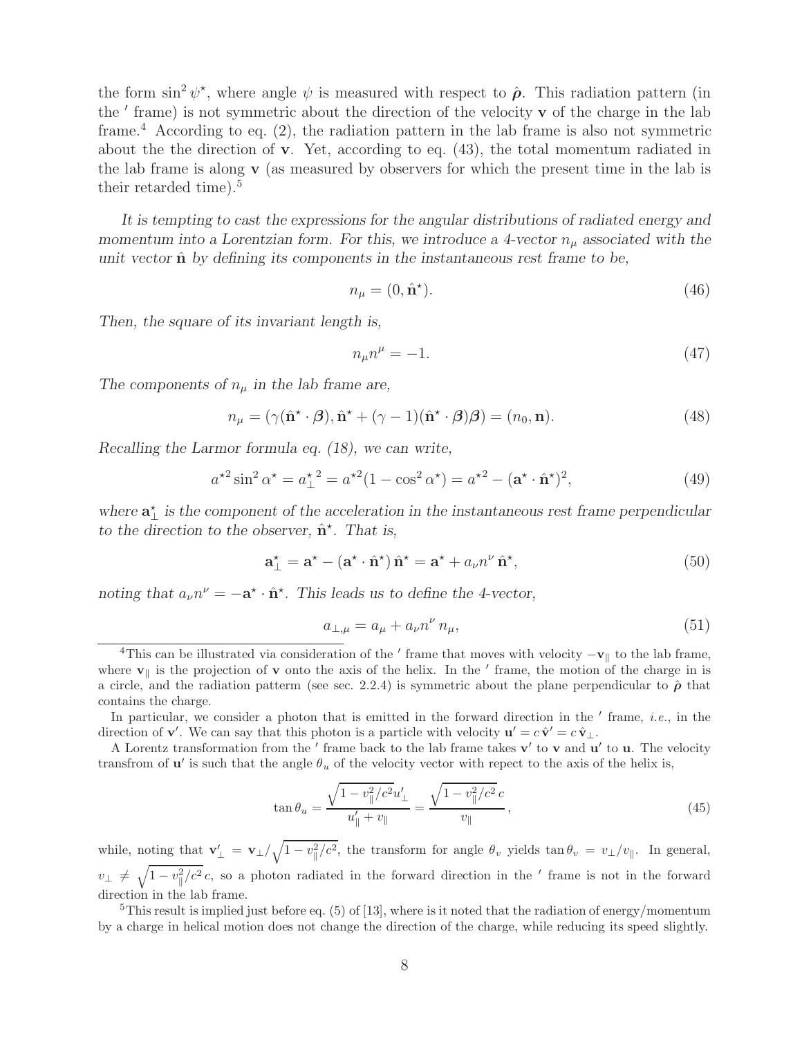the form $\sin^2 \psi^\star$, where angle $\psi$ is measured with respect to $\hat{\boldsymbol{\rho}}$. This radiation pattern (in the $'$ frame) is not symmetric about the direction of the velocity $\mathbf{v}$ of the charge in the lab frame.[4] According to eq. (2), the radiation pattern in the lab frame is also not symmetric about the the direction of $\mathbf{v}$. Yet, according to eq. (43), the total momentum radiated in the lab frame is along $\mathbf{v}$ (as measured by observers for which the present time in the lab is their retarded time).[5]

*It is tempting to cast the expressions for the angular distributions of radiated energy and momentum into a Lorentzian form. For this, we introduce a 4-vector $n_\mu$ associated with the unit vector $\hat{\mathbf{n}}$ by defining its components in the instantaneous rest frame to be,*

$$n_\mu = (0, \hat{\mathbf{n}}^\star). \tag{46}$$

*Then, the square of its invariant length is,*

$$n_\mu n^\mu = -1. \tag{47}$$

*The components of $n_\mu$ in the lab frame are,*

$$n_\mu = (\gamma(\hat{\mathbf{n}}^\star \cdot \boldsymbol{\beta}), \hat{\mathbf{n}}^\star + (\gamma - 1)(\hat{\mathbf{n}}^\star \cdot \boldsymbol{\beta})\boldsymbol{\beta}) = (n_0, \mathbf{n}). \tag{48}$$

*Recalling the Larmor formula eq. (18), we can write,*

$$a^{\star 2} \sin^2 \alpha^\star = a_\perp^{\star\,2} = a^{\star 2}(1 - \cos^2 \alpha^\star) = a^{\star 2} - (\mathbf{a}^\star \cdot \hat{\mathbf{n}}^\star)^2, \tag{49}$$

*where $\mathbf{a}_\perp^\star$ is the component of the acceleration in the instantaneous rest frame perpendicular to the direction to the observer, $\hat{\mathbf{n}}^\star$. That is,*

$$\mathbf{a}_\perp^\star = \mathbf{a}^\star - (\mathbf{a}^\star \cdot \hat{\mathbf{n}}^\star)\, \hat{\mathbf{n}}^\star = \mathbf{a}^\star + a_\nu n^\nu \, \hat{\mathbf{n}}^\star, \tag{50}$$

*noting that $a_\nu n^\nu = -\mathbf{a}^\star \cdot \hat{\mathbf{n}}^\star$. This leads us to define the 4-vector,*

$$a_{\perp,\mu} = a_\mu + a_\nu n^\nu \, n_\mu, \tag{51}$$

---

[4] This can be illustrated via consideration of the $'$ frame that moves with velocity $-\mathbf{v}_\parallel$ to the lab frame, where $\mathbf{v}_\parallel$ is the projection of $\mathbf{v}$ onto the axis of the helix. In the $'$ frame, the motion of the charge in is a circle, and the radiation patterm (see sec. 2.2.4) is symmetric about the plane perpendicular to $\hat{\boldsymbol{\rho}}$ that contains the charge.

In particular, we consider a photon that is emitted in the forward direction in the $'$ frame, *i.e.*, in the direction of $\mathbf{v}'$. We can say that this photon is a particle with velocity $\mathbf{u}' = c\,\hat{\mathbf{v}}' = c\,\hat{\mathbf{v}}_\perp$.

A Lorentz transformation from the $'$ frame back to the lab frame takes $\mathbf{v}'$ to $\mathbf{v}$ and $\mathbf{u}'$ to $\mathbf{u}$. The velocity transfrom of $\mathbf{u}'$ is such that the angle $\theta_u$ of the velocity vector with repect to the axis of the helix is,

$$\tan \theta_u = \frac{\sqrt{1 - v_\parallel^2/c^2}\, u'_\perp}{u'_\parallel + v_\parallel} = \frac{\sqrt{1 - v_\parallel^2/c^2}\, c}{v_\parallel}, \tag{45}$$

while, noting that $\mathbf{v}'_\perp = \mathbf{v}_\perp / \sqrt{1 - v_\parallel^2/c^2}$, the transform for angle $\theta_v$ yields $\tan \theta_v = v_\perp / v_\parallel$. In general, $v_\perp \neq \sqrt{1 - v_\parallel^2/c^2}\, c$, so a photon radiated in the forward direction in the $'$ frame is not in the forward direction in the lab frame.

[5] This result is implied just before eq. (5) of [13], where is it noted that the radiation of energy/momentum by a charge in helical motion does not change the direction of the charge, while reducing its speed slightly.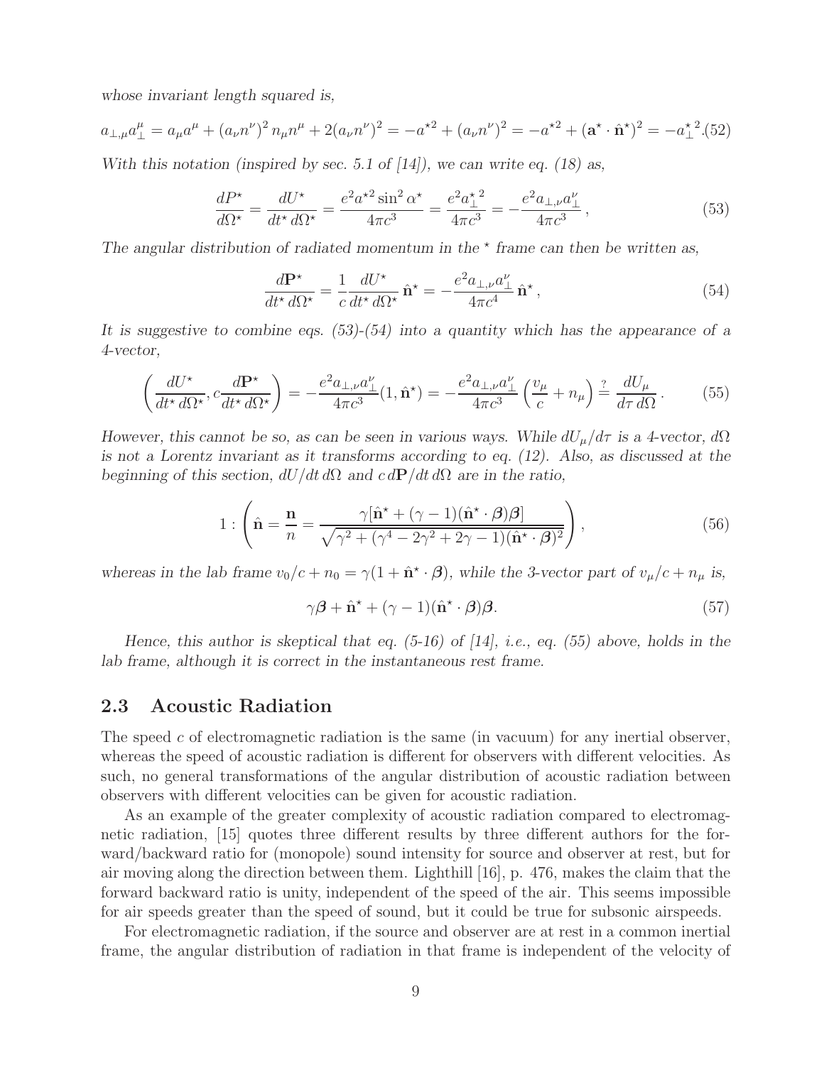*whose invariant length squared is,*

$$a_{\perp,\mu}a_{\perp}^{\mu} = a_\mu a^\mu + (a_\nu n^\nu)^2\, n_\mu n^\mu + 2(a_\nu n^\nu)^2 = -a^{\star 2} + (a_\nu n^\nu)^2 = -a^{\star 2} + (\mathbf{a}^\star \cdot \hat{\mathbf{n}}^\star)^2 = -a_{\perp}^{\star\,2}. \quad (52)$$

*With this notation (inspired by sec. 5.1 of [14]), we can write eq. (18) as,*

$$\frac{dP^\star}{d\Omega^\star} = \frac{dU^\star}{dt^\star\, d\Omega^\star} = \frac{e^2 a^{\star 2}\sin^2\alpha^\star}{4\pi c^3} = \frac{e^2 a_{\perp}^{\star\,2}}{4\pi c^3} = -\frac{e^2 a_{\perp,\nu}a_{\perp}^{\nu}}{4\pi c^3}\,, \quad (53)$$

*The angular distribution of radiated momentum in the $^\star$ frame can then be written as,*

$$\frac{d\mathbf{P}^\star}{dt^\star\, d\Omega^\star} = \frac{1}{c}\frac{dU^\star}{dt^\star\, d\Omega^\star}\,\hat{\mathbf{n}}^\star = -\frac{e^2 a_{\perp,\nu}a_{\perp}^{\nu}}{4\pi c^4}\,\hat{\mathbf{n}}^\star\,, \quad (54)$$

*It is suggestive to combine eqs. (53)-(54) into a quantity which has the appearance of a 4-vector,*

$$\left(\frac{dU^\star}{dt^\star\, d\Omega^\star}, c\frac{d\mathbf{P}^\star}{dt^\star\, d\Omega^\star}\right) = -\frac{e^2 a_{\perp,\nu}a_{\perp}^{\nu}}{4\pi c^3}(1,\hat{\mathbf{n}}^\star) = -\frac{e^2 a_{\perp,\nu}a_{\perp}^{\nu}}{4\pi c^3}\left(\frac{v_\mu}{c} + n_\mu\right) \stackrel{?}{=} \frac{dU_\mu}{d\tau\, d\Omega}\,. \quad (55)$$

*However, this cannot be so, as can be seen in various ways. While $dU_\mu/d\tau$ is a 4-vector, $d\Omega$ is not a Lorentz invariant as it transforms according to eq. (12). Also, as discussed at the beginning of this section, $dU/dt\, d\Omega$ and $c\, d\mathbf{P}/dt\, d\Omega$ are in the ratio,*

$$1 : \left(\hat{\mathbf{n}} = \frac{\mathbf{n}}{n} = \frac{\gamma[\hat{\mathbf{n}}^\star + (\gamma-1)(\hat{\mathbf{n}}^\star\cdot\boldsymbol{\beta})\boldsymbol{\beta}]}{\sqrt{\gamma^2 + (\gamma^4 - 2\gamma^2 + 2\gamma - 1)(\hat{\mathbf{n}}^\star\cdot\boldsymbol{\beta})^2}}\right), \quad (56)$$

*whereas in the lab frame $v_0/c + n_0 = \gamma(1 + \hat{\mathbf{n}}^\star\cdot\boldsymbol{\beta})$, while the 3-vector part of $v_\mu/c + n_\mu$ is,*

$$\gamma\boldsymbol{\beta} + \hat{\mathbf{n}}^\star + (\gamma-1)(\hat{\mathbf{n}}^\star\cdot\boldsymbol{\beta})\boldsymbol{\beta}. \quad (57)$$

*Hence, this author is skeptical that eq. (5-16) of [14], i.e., eq. (55) above, holds in the lab frame, although it is correct in the instantaneous rest frame.*

## 2.3 Acoustic Radiation

The speed $c$ of electromagnetic radiation is the same (in vacuum) for any inertial observer, whereas the speed of acoustic radiation is different for observers with different velocities. As such, no general transformations of the angular distribution of acoustic radiation between observers with different velocities can be given for acoustic radiation.

As an example of the greater complexity of acoustic radiation compared to electromagnetic radiation, [15] quotes three different results by three different authors for the forward/backward ratio for (monopole) sound intensity for source and observer at rest, but for air moving along the direction between them. Lighthill [16], p. 476, makes the claim that the forward backward ratio is unity, independent of the speed of the air. This seems impossible for air speeds greater than the speed of sound, but it could be true for subsonic airspeeds.

For electromagnetic radiation, if the source and observer are at rest in a common inertial frame, the angular distribution of radiation in that frame is independent of the velocity of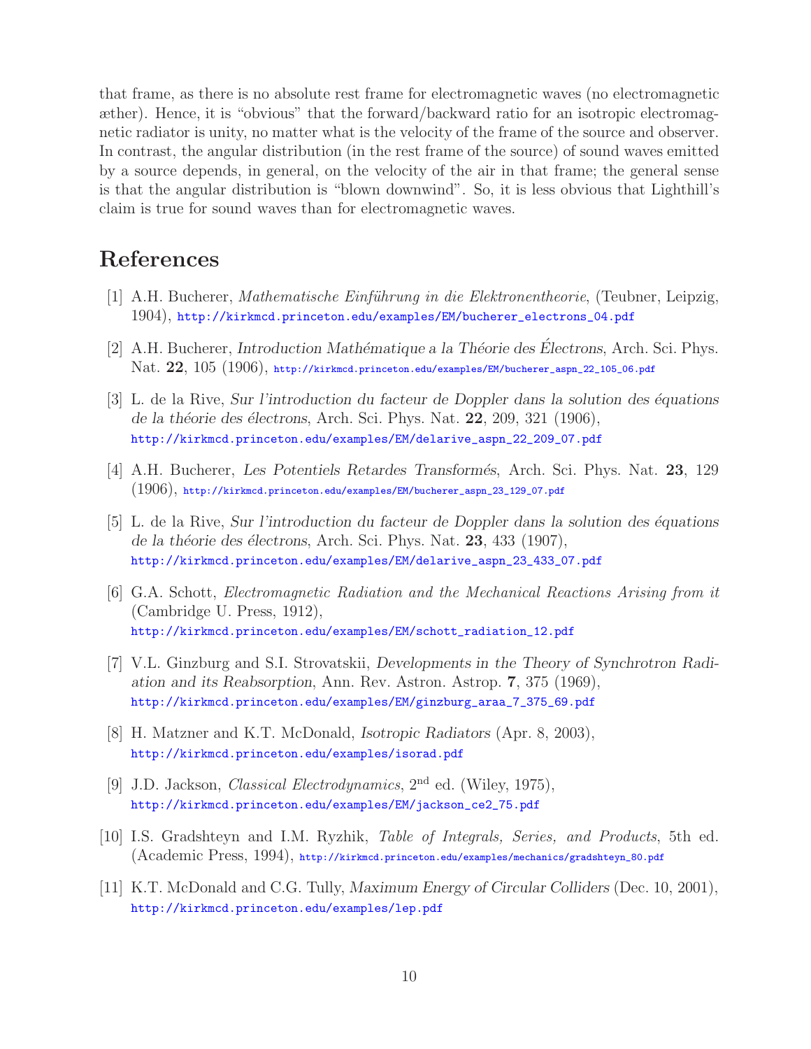that frame, as there is no absolute rest frame for electromagnetic waves (no electromagnetic æther). Hence, it is "obvious" that the forward/backward ratio for an isotropic electromagnetic radiator is unity, no matter what is the velocity of the frame of the source and observer. In contrast, the angular distribution (in the rest frame of the source) of sound waves emitted by a source depends, in general, on the velocity of the air in that frame; the general sense is that the angular distribution is "blown downwind". So, it is less obvious that Lighthill's claim is true for sound waves than for electromagnetic waves.

## References

[1] A.H. Bucherer, *Mathematische Einführung in die Elektronentheorie*, (Teubner, Leipzig, 1904), http://kirkmcd.princeton.edu/examples/EM/bucherer_electrons_04.pdf

[2] A.H. Bucherer, *Introduction Mathématique a la Théorie des Électrons*, Arch. Sci. Phys. Nat. **22**, 105 (1906), http://kirkmcd.princeton.edu/examples/EM/bucherer_aspn_22_105_06.pdf

[3] L. de la Rive, *Sur l'introduction du facteur de Doppler dans la solution des équations de la théorie des électrons*, Arch. Sci. Phys. Nat. **22**, 209, 321 (1906), http://kirkmcd.princeton.edu/examples/EM/delarive_aspn_22_209_07.pdf

[4] A.H. Bucherer, *Les Potentiels Retardes Transformés*, Arch. Sci. Phys. Nat. **23**, 129 (1906), http://kirkmcd.princeton.edu/examples/EM/bucherer_aspn_23_129_07.pdf

[5] L. de la Rive, *Sur l'introduction du facteur de Doppler dans la solution des équations de la théorie des électrons*, Arch. Sci. Phys. Nat. **23**, 433 (1907), http://kirkmcd.princeton.edu/examples/EM/delarive_aspn_23_433_07.pdf

[6] G.A. Schott, *Electromagnetic Radiation and the Mechanical Reactions Arising from it* (Cambridge U. Press, 1912), http://kirkmcd.princeton.edu/examples/EM/schott_radiation_12.pdf

[7] V.L. Ginzburg and S.I. Strovatskii, *Developments in the Theory of Synchrotron Radiation and its Reabsorption*, Ann. Rev. Astron. Astrop. **7**, 375 (1969), http://kirkmcd.princeton.edu/examples/EM/ginzburg_araa_7_375_69.pdf

[8] H. Matzner and K.T. McDonald, *Isotropic Radiators* (Apr. 8, 2003), http://kirkmcd.princeton.edu/examples/isorad.pdf

[9] J.D. Jackson, *Classical Electrodynamics*, 2nd ed. (Wiley, 1975), http://kirkmcd.princeton.edu/examples/EM/jackson_ce2_75.pdf

[10] I.S. Gradshteyn and I.M. Ryzhik, *Table of Integrals, Series, and Products*, 5th ed. (Academic Press, 1994), http://kirkmcd.princeton.edu/examples/mechanics/gradshteyn_80.pdf

[11] K.T. McDonald and C.G. Tully, *Maximum Energy of Circular Colliders* (Dec. 10, 2001), http://kirkmcd.princeton.edu/examples/lep.pdf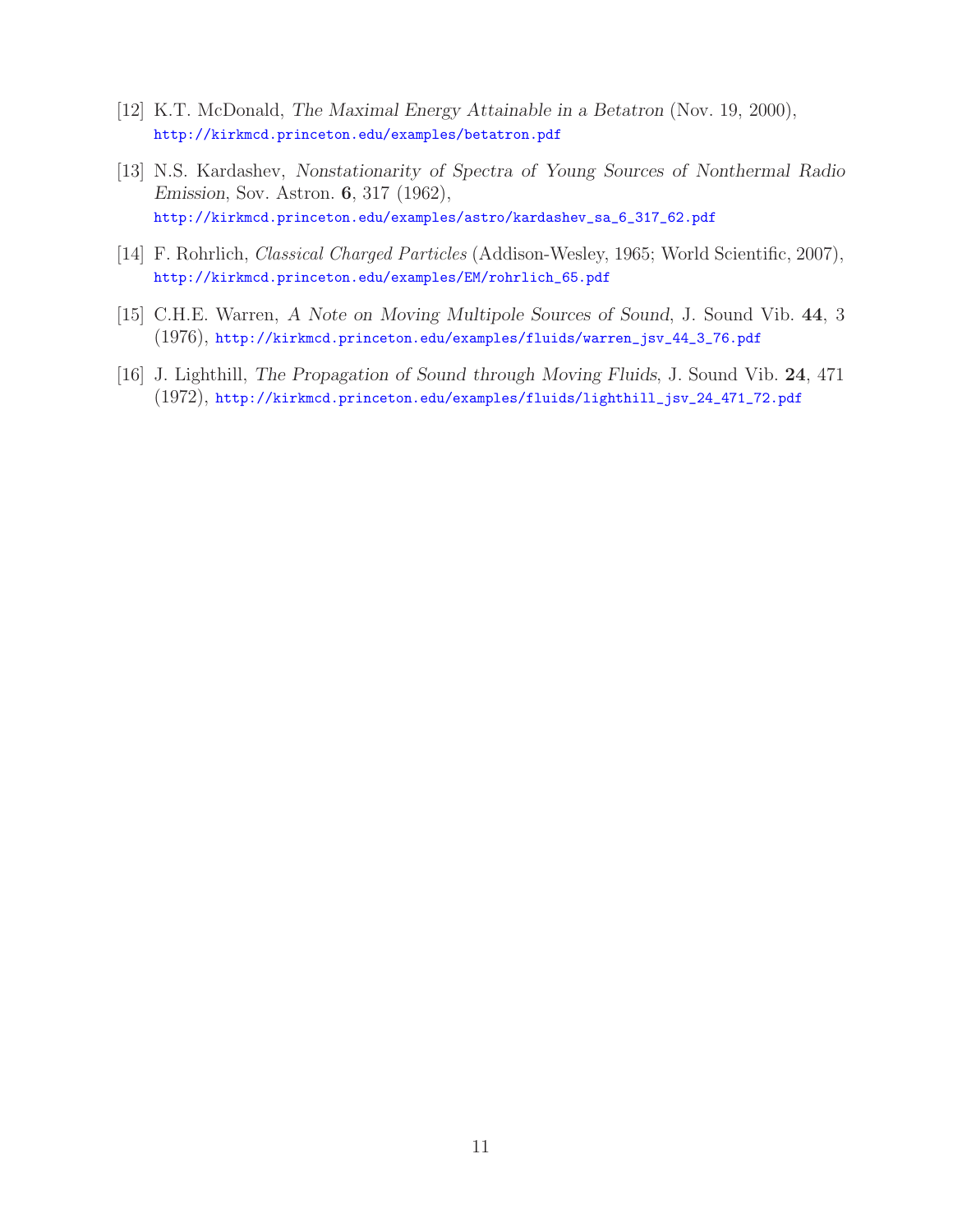[12] K.T. McDonald, *The Maximal Energy Attainable in a Betatron* (Nov. 19, 2000), http://kirkmcd.princeton.edu/examples/betatron.pdf

[13] N.S. Kardashev, *Nonstationarity of Spectra of Young Sources of Nonthermal Radio Emission*, Sov. Astron. **6**, 317 (1962), http://kirkmcd.princeton.edu/examples/astro/kardashev_sa_6_317_62.pdf

[14] F. Rohrlich, *Classical Charged Particles* (Addison-Wesley, 1965; World Scientific, 2007), http://kirkmcd.princeton.edu/examples/EM/rohrlich_65.pdf

[15] C.H.E. Warren, *A Note on Moving Multipole Sources of Sound*, J. Sound Vib. **44**, 3 (1976), http://kirkmcd.princeton.edu/examples/fluids/warren_jsv_44_3_76.pdf

[16] J. Lighthill, *The Propagation of Sound through Moving Fluids*, J. Sound Vib. **24**, 471 (1972), http://kirkmcd.princeton.edu/examples/fluids/lighthill_jsv_24_471_72.pdf